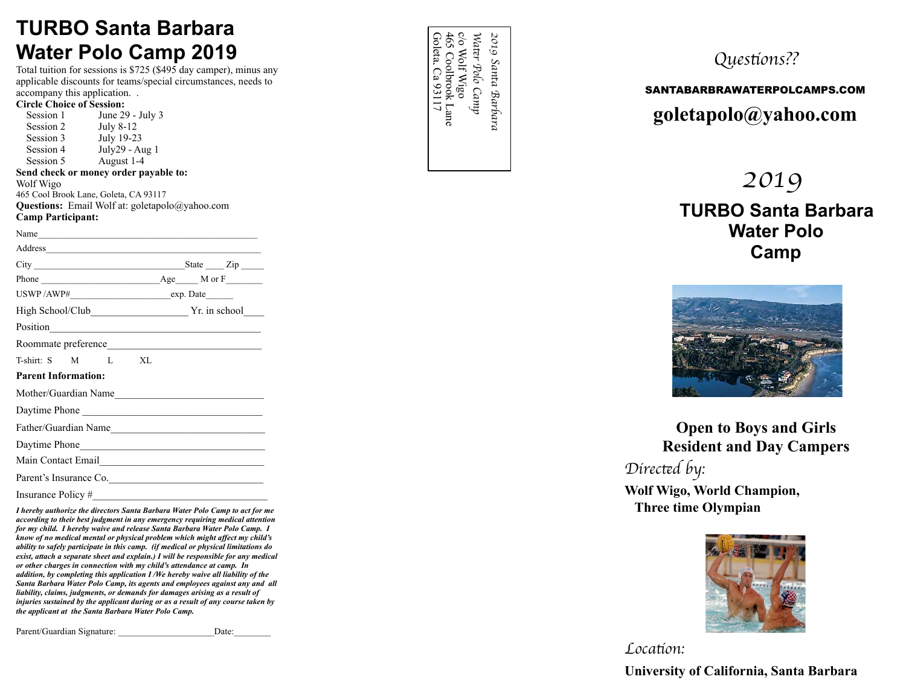# TURBO Santa Barbara Water Polo Camp 2019

Total tuition for sessions is $725 ($495 day camper), minus any applicable discounts for teams/special circumstances, needs to accompany this application. .

**Circle Choice of Session:**

| Session | Dates |
|---|---|
| Session 1 | June 29 - July 3 |
| Session 2 | July 8-12 |
| Session 3 | July 19-23 |
| Session 4 | July29 - Aug 1 |
| Session 5 | August 1-4 |

**Send check or money order payable to:**
Wolf Wigo
465 Cool Brook Lane, Goleta, CA 93117

**Questions:** Email Wolf at: goletapolo@yahoo.com

**Camp Participant:**

Name_______________________________________________

Address_______________________________________________

City _______________________________State ____ Zip _____

Phone _________________________Age_____ M or F________

USWP /AWP#_____________________exp. Date______

High School/Club___________________ Yr. in school____

Position__________________________________________

Roommate preference______________________________

T-shirt: S M L XL

**Parent Information:**

Mother/Guardian Name_____________________________

Daytime Phone ___________________________________

Father/Guardian Name______________________________

Daytime Phone____________________________________

Main Contact Email________________________________

Parent's Insurance Co._____________________________

Insurance Policy #__________________________________

***I hereby authorize the directors Santa Barbara Water Polo Camp to act for me according to their best judgment in any emergency requiring medical attention for my child. I hereby waive and release Santa Barbara Water Polo Camp. I know of no medical mental or physical problem which might affect my child's ability to safely participate in this camp. (if medical or physical limitations do exist, attach a separate sheet and explain.) I will be responsible for any medical or other charges in connection with my child's attendance at camp. In addition, by completing this application I /We hereby waive all liability of the Santa Barbara Water Polo Camp, its agents and employees against any and all liability, claims, judgments, or demands for damages arising as a result of injuries sustained by the applicant during or as a result of any course taken by the applicant at the Santa Barbara Water Polo Camp.***

Parent/Guardian Signature: _____________________Date:________

*2019 Santa Barbara Water Polo Camp*
c/o Wolf Wigo
465 Coolbrook Lane
Goleta, Ca 93117

*Questions??*

SANTABARBRAWATERPOLCAMPS.COM

**goletapolo@yahoo.com**

*2019*

## TURBO Santa Barbara Water Polo Camp

**Open to Boys and Girls**
**Resident and Day Campers**

*Directed by:*

**Wolf Wigo, World Champion, Three time Olympian**

*Location:*

**University of California, Santa Barbara**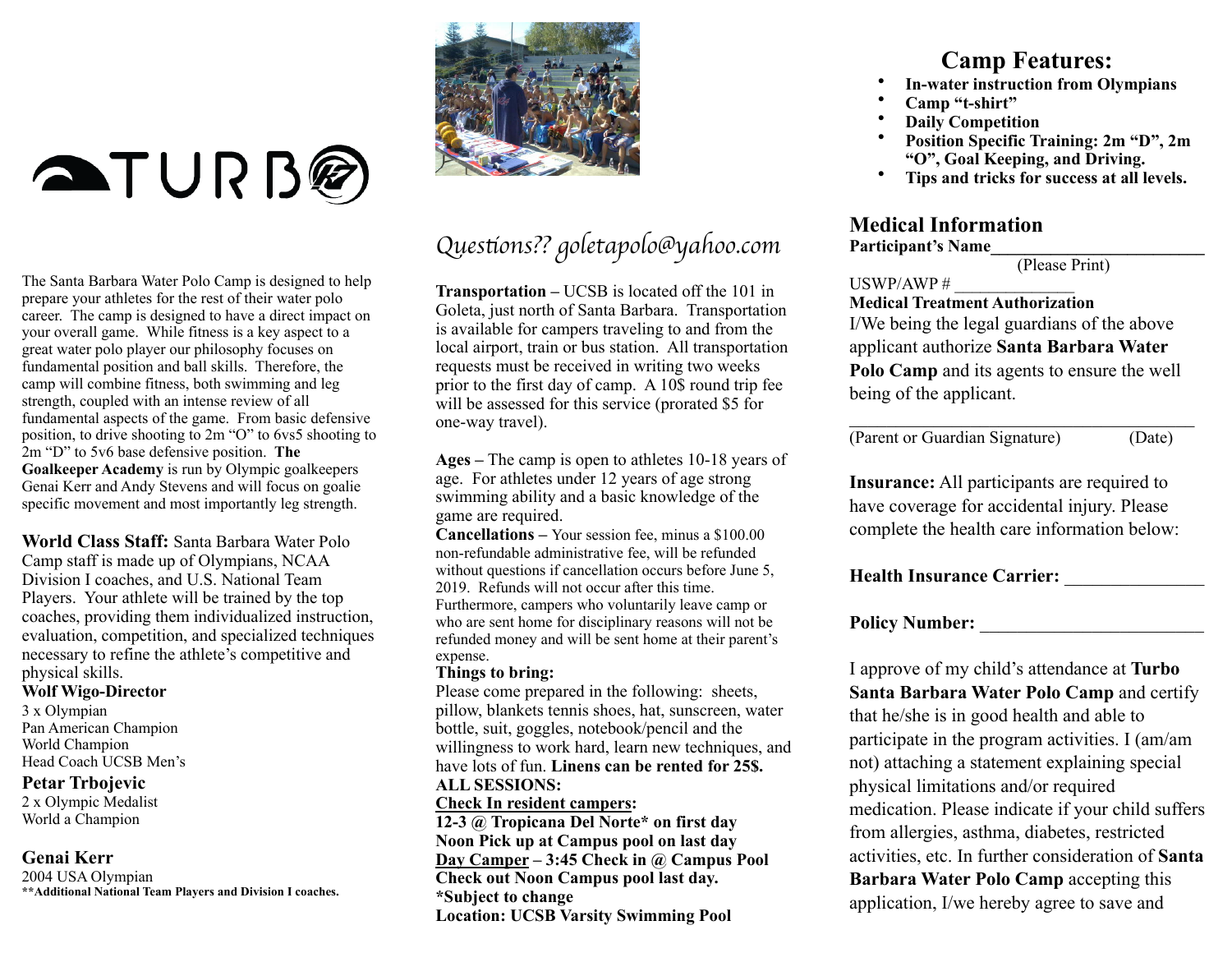TURBO

The Santa Barbara Water Polo Camp is designed to help prepare your athletes for the rest of their water polo career. The camp is designed to have a direct impact on your overall game. While fitness is a key aspect to a great water polo player our philosophy focuses on fundamental position and ball skills. Therefore, the camp will combine fitness, both swimming and leg strength, coupled with an intense review of all fundamental aspects of the game. From basic defensive position, to drive shooting to 2m "O" to 6vs5 shooting to 2m "D" to 5v6 base defensive position. **The Goalkeeper Academy** is run by Olympic goalkeepers Genai Kerr and Andy Stevens and will focus on goalie specific movement and most importantly leg strength.

**World Class Staff:** Santa Barbara Water Polo Camp staff is made up of Olympians, NCAA Division I coaches, and U.S. National Team Players. Your athlete will be trained by the top coaches, providing them individualized instruction, evaluation, competition, and specialized techniques necessary to refine the athlete's competitive and physical skills.

**Wolf Wigo-Director**
3 x Olympian
Pan American Champion
World Champion
Head Coach UCSB Men's

**Petar Trbojevic**
2 x Olympic Medalist
World a Champion

**Genai Kerr**
2004 USA Olympian
****Additional National Team Players and Division I coaches.**

*Questions?? goletapolo@yahoo.com*

**Transportation –** UCSB is located off the 101 in Goleta, just north of Santa Barbara. Transportation is available for campers traveling to and from the local airport, train or bus station. All transportation requests must be received in writing two weeks prior to the first day of camp. A 10$ round trip fee will be assessed for this service (prorated $5 for one-way travel).

**Ages –** The camp is open to athletes 10-18 years of age. For athletes under 12 years of age strong swimming ability and a basic knowledge of the game are required.

**Cancellations –** Your session fee, minus a $100.00 non-refundable administrative fee, will be refunded without questions if cancellation occurs before June 5, 2019. Refunds will not occur after this time. Furthermore, campers who voluntarily leave camp or who are sent home for disciplinary reasons will not be refunded money and will be sent home at their parent's expense.

**Things to bring:**
Please come prepared in the following: sheets, pillow, blankets tennis shoes, hat, sunscreen, water bottle, suit, goggles, notebook/pencil and the willingness to work hard, learn new techniques, and have lots of fun. **Linens can be rented for 25$.**

**ALL SESSIONS:**
**Check In resident campers:**
**12-3 @ Tropicana Del Norte* on first day**
**Noon Pick up at Campus pool on last day**
**Day Camper – 3:45 Check in @ Campus Pool**
**Check out Noon Campus pool last day.**
***Subject to change**
**Location: UCSB Varsity Swimming Pool**

## Camp Features:

- **In-water instruction from Olympians**
- **Camp "t-shirt"**
- **Daily Competition**
- **Position Specific Training: 2m "D", 2m "O", Goal Keeping, and Driving.**
- **Tips and tricks for success at all levels.**

## Medical Information

**Participant's Name**________________________
(Please Print)

USWP/AWP # ______________

**Medical Treatment Authorization**

I/We being the legal guardians of the above applicant authorize **Santa Barbara Water Polo Camp** and its agents to ensure the well being of the applicant.

_______________________________________
(Parent or Guardian Signature) (Date)

**Insurance:** All participants are required to have coverage for accidental injury. Please complete the health care information below:

**Health Insurance Carrier:** _______________

**Policy Number:** ________________________

I approve of my child's attendance at **Turbo Santa Barbara Water Polo Camp** and certify that he/she is in good health and able to participate in the program activities. I (am/am not) attaching a statement explaining special physical limitations and/or required medication. Please indicate if your child suffers from allergies, asthma, diabetes, restricted activities, etc. In further consideration of **Santa Barbara Water Polo Camp** accepting this application, I/we hereby agree to save and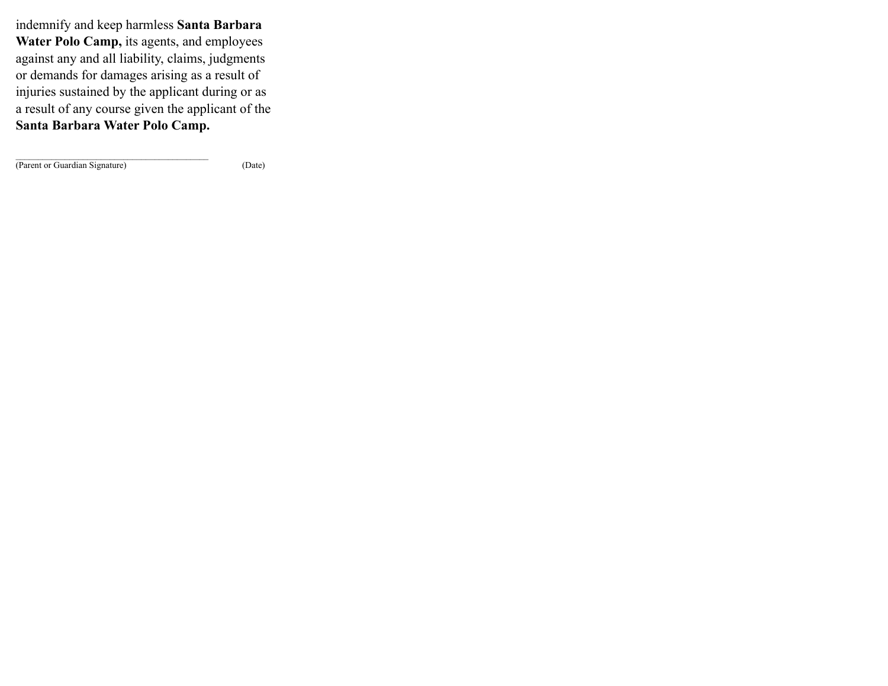indemnify and keep harmless **Santa Barbara Water Polo Camp,** its agents, and employees against any and all liability, claims, judgments or demands for damages arising as a result of injuries sustained by the applicant during or as a result of any course given the applicant of the **Santa Barbara Water Polo Camp.**

\_\_\_\_\_\_\_\_\_\_\_\_\_\_\_\_\_\_\_\_\_\_\_\_\_\_\_\_\_\_\_\_\_\_\_\_\_\_\_\_
(Parent or Guardian Signature) (Date)